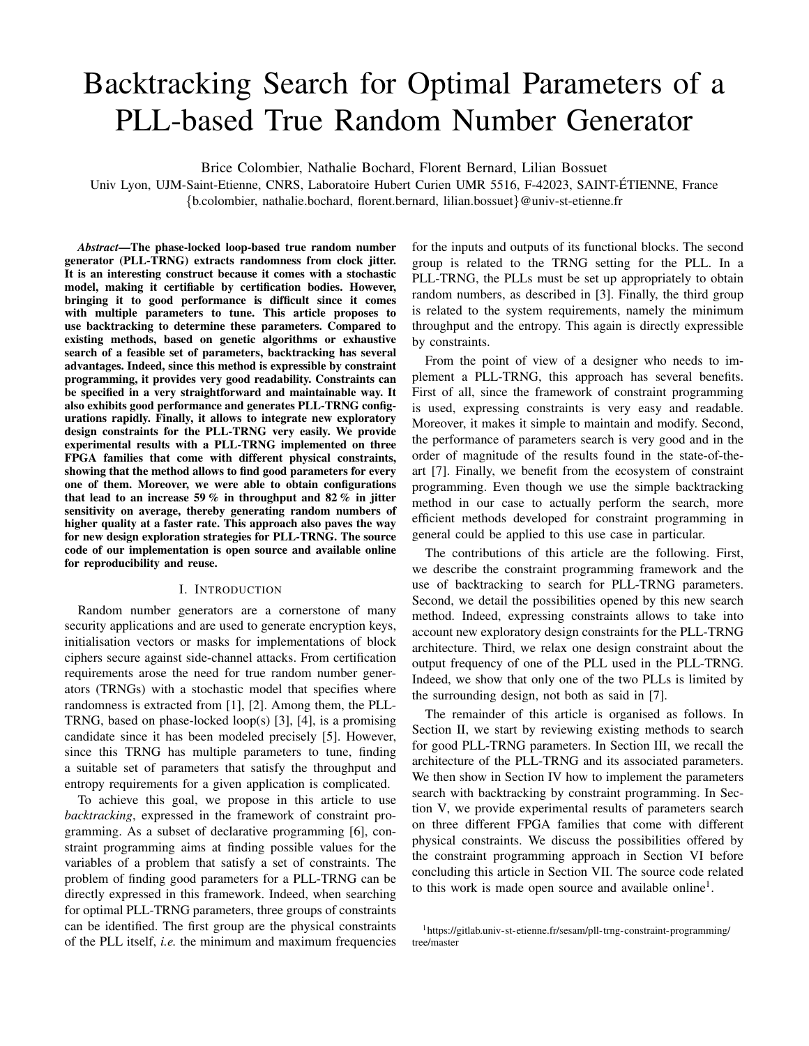# Backtracking Search for Optimal Parameters of a PLL-based True Random Number Generator

Brice Colombier, Nathalie Bochard, Florent Bernard, Lilian Bossuet

Univ Lyon, UJM-Saint-Etienne, CNRS, Laboratoire Hubert Curien UMR 5516, F-42023, SAINT-ÉTIENNE, France

{b.colombier, nathalie.bochard, florent.bernard, lilian.bossuet}@univ-st-etienne.fr

***Abstract*—The phase-locked loop-based true random number generator (PLL-TRNG) extracts randomness from clock jitter. It is an interesting construct because it comes with a stochastic model, making it certifiable by certification bodies. However, bringing it to good performance is difficult since it comes with multiple parameters to tune. This article proposes to use backtracking to determine these parameters. Compared to existing methods, based on genetic algorithms or exhaustive search of a feasible set of parameters, backtracking has several advantages. Indeed, since this method is expressible by constraint programming, it provides very good readability. Constraints can be specified in a very straightforward and maintainable way. It also exhibits good performance and generates PLL-TRNG configurations rapidly. Finally, it allows to integrate new exploratory design constraints for the PLL-TRNG very easily. We provide experimental results with a PLL-TRNG implemented on three FPGA families that come with different physical constraints, showing that the method allows to find good parameters for every one of them. Moreover, we were able to obtain configurations that lead to an increase 59 % in throughput and 82 % in jitter sensitivity on average, thereby generating random numbers of higher quality at a faster rate. This approach also paves the way for new design exploration strategies for PLL-TRNG. The source code of our implementation is open source and available online for reproducibility and reuse.**

## I. Introduction

Random number generators are a cornerstone of many security applications and are used to generate encryption keys, initialisation vectors or masks for implementations of block ciphers secure against side-channel attacks. From certification requirements arose the need for true random number generators (TRNGs) with a stochastic model that specifies where randomness is extracted from [1], [2]. Among them, the PLL-TRNG, based on phase-locked loop(s) [3], [4], is a promising candidate since it has been modeled precisely [5]. However, since this TRNG has multiple parameters to tune, finding a suitable set of parameters that satisfy the throughput and entropy requirements for a given application is complicated.

To achieve this goal, we propose in this article to use *backtracking*, expressed in the framework of constraint programming. As a subset of declarative programming [6], constraint programming aims at finding possible values for the variables of a problem that satisfy a set of constraints. The problem of finding good parameters for a PLL-TRNG can be directly expressed in this framework. Indeed, when searching for optimal PLL-TRNG parameters, three groups of constraints can be identified. The first group are the physical constraints of the PLL itself, *i.e.* the minimum and maximum frequencies for the inputs and outputs of its functional blocks. The second group is related to the TRNG setting for the PLL. In a PLL-TRNG, the PLLs must be set up appropriately to obtain random numbers, as described in [3]. Finally, the third group is related to the system requirements, namely the minimum throughput and the entropy. This again is directly expressible by constraints.

From the point of view of a designer who needs to implement a PLL-TRNG, this approach has several benefits. First of all, since the framework of constraint programming is used, expressing constraints is very easy and readable. Moreover, it makes it simple to maintain and modify. Second, the performance of parameters search is very good and in the order of magnitude of the results found in the state-of-the-art [7]. Finally, we benefit from the ecosystem of constraint programming. Even though we use the simple backtracking method in our case to actually perform the search, more efficient methods developed for constraint programming in general could be applied to this use case in particular.

The contributions of this article are the following. First, we describe the constraint programming framework and the use of backtracking to search for PLL-TRNG parameters. Second, we detail the possibilities opened by this new search method. Indeed, expressing constraints allows to take into account new exploratory design constraints for the PLL-TRNG architecture. Third, we relax one design constraint about the output frequency of one of the PLL used in the PLL-TRNG. Indeed, we show that only one of the two PLLs is limited by the surrounding design, not both as said in [7].

The remainder of this article is organised as follows. In Section II, we start by reviewing existing methods to search for good PLL-TRNG parameters. In Section III, we recall the architecture of the PLL-TRNG and its associated parameters. We then show in Section IV how to implement the parameters search with backtracking by constraint programming. In Section V, we provide experimental results of parameters search on three different FPGA families that come with different physical constraints. We discuss the possibilities offered by the constraint programming approach in Section VI before concluding this article in Section VII. The source code related to this work is made open source and available online[1].

[1] https://gitlab.univ-st-etienne.fr/sesam/pll-trng-constraint-programming/tree/master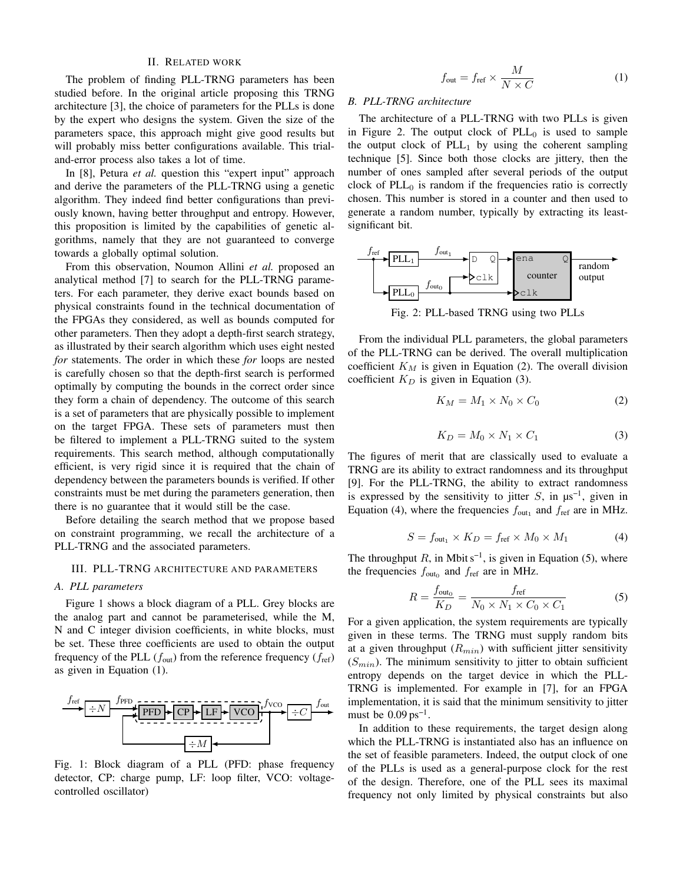## II. Related work

The problem of finding PLL-TRNG parameters has been studied before. In the original article proposing this TRNG architecture [3], the choice of parameters for the PLLs is done by the expert who designs the system. Given the size of the parameters space, this approach might give good results but will probably miss better configurations available. This trial-and-error process also takes a lot of time.

In [8], Petura *et al.* question this "expert input" approach and derive the parameters of the PLL-TRNG using a genetic algorithm. They indeed find better configurations than previously known, having better throughput and entropy. However, this proposition is limited by the capabilities of genetic algorithms, namely that they are not guaranteed to converge towards a globally optimal solution.

From this observation, Noumon Allini *et al.* proposed an analytical method [7] to search for the PLL-TRNG parameters. For each parameter, they derive exact bounds based on physical constraints found in the technical documentation of the FPGAs they considered, as well as bounds computed for other parameters. Then they adopt a depth-first search strategy, as illustrated by their search algorithm which uses eight nested *for* statements. The order in which these *for* loops are nested is carefully chosen so that the depth-first search is performed optimally by computing the bounds in the correct order since they form a chain of dependency. The outcome of this search is a set of parameters that are physically possible to implement on the target FPGA. These sets of parameters must then be filtered to implement a PLL-TRNG suited to the system requirements. This search method, although computationally efficient, is very rigid since it is required that the chain of dependency between the parameters bounds is verified. If other constraints must be met during the parameters generation, then there is no guarantee that it would still be the case.

Before detailing the search method that we propose based on constraint programming, we recall the architecture of a PLL-TRNG and the associated parameters.

## III. PLL-TRNG architecture and parameters

### A. PLL parameters

Figure 1 shows a block diagram of a PLL. Grey blocks are the analog part and cannot be parameterised, while the M, N and C integer division coefficients, in white blocks, must be set. These three coefficients are used to obtain the output frequency of the PLL ($f_{\text{out}}$) from the reference frequency ($f_{\text{ref}}$) as given in Equation (1).

Fig. 1: Block diagram of a PLL (PFD: phase frequency detector, CP: charge pump, LF: loop filter, VCO: voltage-controlled oscillator)

$$f_{\text{out}} = f_{\text{ref}} \times \frac{M}{N \times C} \tag{1}$$

### B. PLL-TRNG architecture

The architecture of a PLL-TRNG with two PLLs is given in Figure 2. The output clock of $\text{PLL}_0$ is used to sample the output clock of $\text{PLL}_1$ by using the coherent sampling technique [5]. Since both those clocks are jittery, then the number of ones sampled after several periods of the output clock of $\text{PLL}_0$ is random if the frequencies ratio is correctly chosen. This number is stored in a counter and then used to generate a random number, typically by extracting its least-significant bit.

Fig. 2: PLL-based TRNG using two PLLs

From the individual PLL parameters, the global parameters of the PLL-TRNG can be derived. The overall multiplication coefficient $K_M$ is given in Equation (2). The overall division coefficient $K_D$ is given in Equation (3).

$$K_M = M_1 \times N_0 \times C_0 \tag{2}$$

$$K_D = M_0 \times N_1 \times C_1 \tag{3}$$

The figures of merit that are classically used to evaluate a TRNG are its ability to extract randomness and its throughput [9]. For the PLL-TRNG, the ability to extract randomness is expressed by the sensitivity to jitter $S$, in $\mu s^{-1}$, given in Equation (4), where the frequencies $f_{\text{out}_1}$ and $f_{\text{ref}}$ are in MHz.

$$S = f_{\text{out}_1} \times K_D = f_{\text{ref}} \times M_0 \times M_1 \tag{4}$$

The throughput $R$, in $\text{Mbit s}^{-1}$, is given in Equation (5), where the frequencies $f_{\text{out}_0}$ and $f_{\text{ref}}$ are in MHz.

$$R = \frac{f_{\text{out}_0}}{K_D} = \frac{f_{\text{ref}}}{N_0 \times N_1 \times C_0 \times C_1} \tag{5}$$

For a given application, the system requirements are typically given in these terms. The TRNG must supply random bits at a given throughput ($R_{min}$) with sufficient jitter sensitivity ($S_{min}$). The minimum sensitivity to jitter to obtain sufficient entropy depends on the target device in which the PLL-TRNG is implemented. For example in [7], for an FPGA implementation, it is said that the minimum sensitivity to jitter must be $0.09\,\text{ps}^{-1}$.

In addition to these requirements, the target design along which the PLL-TRNG is instantiated also has an influence on the set of feasible parameters. Indeed, the output clock of one of the PLLs is used as a general-purpose clock for the rest of the design. Therefore, one of the PLL sees its maximal frequency not only limited by physical constraints but also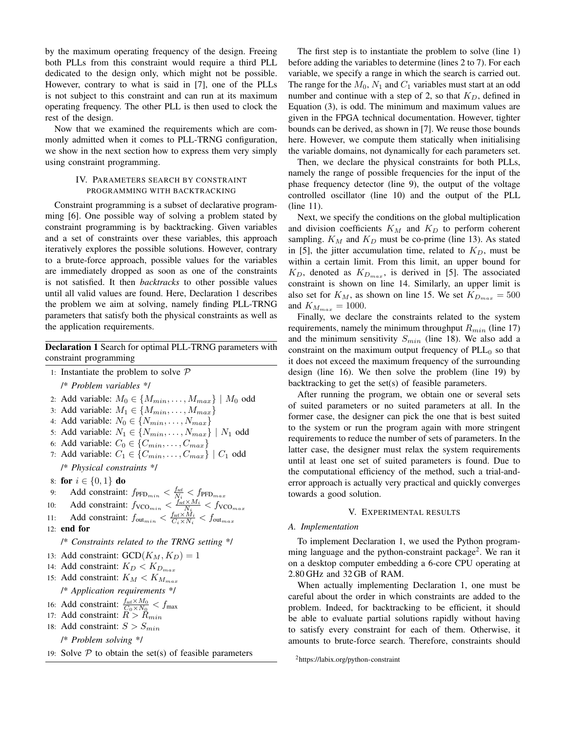by the maximum operating frequency of the design. Freeing both PLLs from this constraint would require a third PLL dedicated to the design only, which might not be possible. However, contrary to what is said in [7], one of the PLLs is not subject to this constraint and can run at its maximum operating frequency. The other PLL is then used to clock the rest of the design.

Now that we examined the requirements which are commonly admitted when it comes to PLL-TRNG configuration, we show in the next section how to express them very simply using constraint programming.

## IV. Parameters search by constraint programming with backtracking

Constraint programming is a subset of declarative programming [6]. One possible way of solving a problem stated by constraint programming is by backtracking. Given variables and a set of constraints over these variables, this approach iteratively explores the possible solutions. However, contrary to a brute-force approach, possible values for the variables are immediately dropped as soon as one of the constraints is not satisfied. It then *backtracks* to other possible values until all valid values are found. Here, Declaration 1 describes the problem we aim at solving, namely finding PLL-TRNG parameters that satisfy both the physical constraints as well as the application requirements.

**Declaration 1** Search for optimal PLL-TRNG parameters with constraint programming

1: Instantiate the problem to solve $\mathcal{P}$

/* *Problem variables* */

2: Add variable: $M_0 \in \{M_{min}, \ldots, M_{max}\} \mid M_0$ odd
3: Add variable: $M_1 \in \{M_{min}, \ldots, M_{max}\}$
4: Add variable: $N_0 \in \{N_{min}, \ldots, N_{max}\}$
5: Add variable: $N_1 \in \{N_{min}, \ldots, N_{max}\} \mid N_1$ odd
6: Add variable: $C_0 \in \{C_{min}, \ldots, C_{max}\}$
7: Add variable: $C_1 \in \{C_{min}, \ldots, C_{max}\} \mid C_1$ odd

/* *Physical constraints* */

8: **for** $i \in \{0, 1\}$ **do**
9: Add constraint: $f_{\text{PFD}_{min}} < \frac{f_{\text{ref}}}{N_i} < f_{\text{PFD}_{max}}$
10: Add constraint: $f_{\text{VCO}_{min}} < \frac{f_{\text{ref}} \times M_i}{N_i} < f_{\text{VCO}_{max}}$
11: Add constraint: $f_{\text{out}_{min}} < \frac{f_{\text{ref}} \times M_i}{C_i \times N_i} < f_{\text{out}_{max}}$
12: **end for**

/* *Constraints related to the TRNG setting* */

13: Add constraint: $\text{GCD}(K_M, K_D) = 1$
14: Add constraint: $K_D < K_{D_{max}}$
15: Add constraint: $K_M < K_{M_{max}}$

/* *Application requirements* */

16: Add constraint: $\frac{f_{\text{ref}} \times M_0}{C_0 \times N_0} < f_{\text{max}}$
17: Add constraint: $R > R_{min}$
18: Add constraint: $S > S_{min}$

/* *Problem solving* */

19: Solve $\mathcal{P}$ to obtain the set(s) of feasible parameters

The first step is to instantiate the problem to solve (line 1) before adding the variables to determine (lines 2 to 7). For each variable, we specify a range in which the search is carried out. The range for the $M_0$, $N_1$ and $C_1$ variables must start at an odd number and continue with a step of 2, so that $K_D$, defined in Equation (3), is odd. The minimum and maximum values are given in the FPGA technical documentation. However, tighter bounds can be derived, as shown in [7]. We reuse those bounds here. However, we compute them statically when initialising the variable domains, not dynamically for each parameters set.

Then, we declare the physical constraints for both PLLs, namely the range of possible frequencies for the input of the phase frequency detector (line 9), the output of the voltage controlled oscillator (line 10) and the output of the PLL (line 11).

Next, we specify the conditions on the global multiplication and division coefficients $K_M$ and $K_D$ to perform coherent sampling. $K_M$ and $K_D$ must be co-prime (line 13). As stated in [5], the jitter accumulation time, related to $K_D$, must be within a certain limit. From this limit, an upper bound for $K_D$, denoted as $K_{D_{max}}$, is derived in [5]. The associated constraint is shown on line 14. Similarly, an upper limit is also set for $K_M$, as shown on line 15. We set $K_{D_{max}} = 500$ and $K_{M_{max}} = 1000$.

Finally, we declare the constraints related to the system requirements, namely the minimum throughput $R_{min}$ (line 17) and the minimum sensitivity $S_{min}$ (line 18). We also add a constraint on the maximum output frequency of $\text{PLL}_0$ so that it does not exceed the maximum frequency of the surrounding design (line 16). We then solve the problem (line 19) by backtracking to get the set(s) of feasible parameters.

After running the program, we obtain one or several sets of suited parameters or no suited parameters at all. In the former case, the designer can pick the one that is best suited to the system or run the program again with more stringent requirements to reduce the number of sets of parameters. In the latter case, the designer must relax the system requirements until at least one set of suited parameters is found. Due to the computational efficiency of the method, such a trial-and-error approach is actually very practical and quickly converges towards a good solution.

## V. Experimental results

### A. Implementation

To implement Declaration 1, we used the Python programming language and the python-constraint package[2]. We ran it on a desktop computer embedding a 6-core CPU operating at 2.80 GHz and 32 GB of RAM.

When actually implementing Declaration 1, one must be careful about the order in which constraints are added to the problem. Indeed, for backtracking to be efficient, it should be able to evaluate partial solutions rapidly without having to satisfy every constraint for each of them. Otherwise, it amounts to brute-force search. Therefore, constraints should

[2] https://labix.org/python-constraint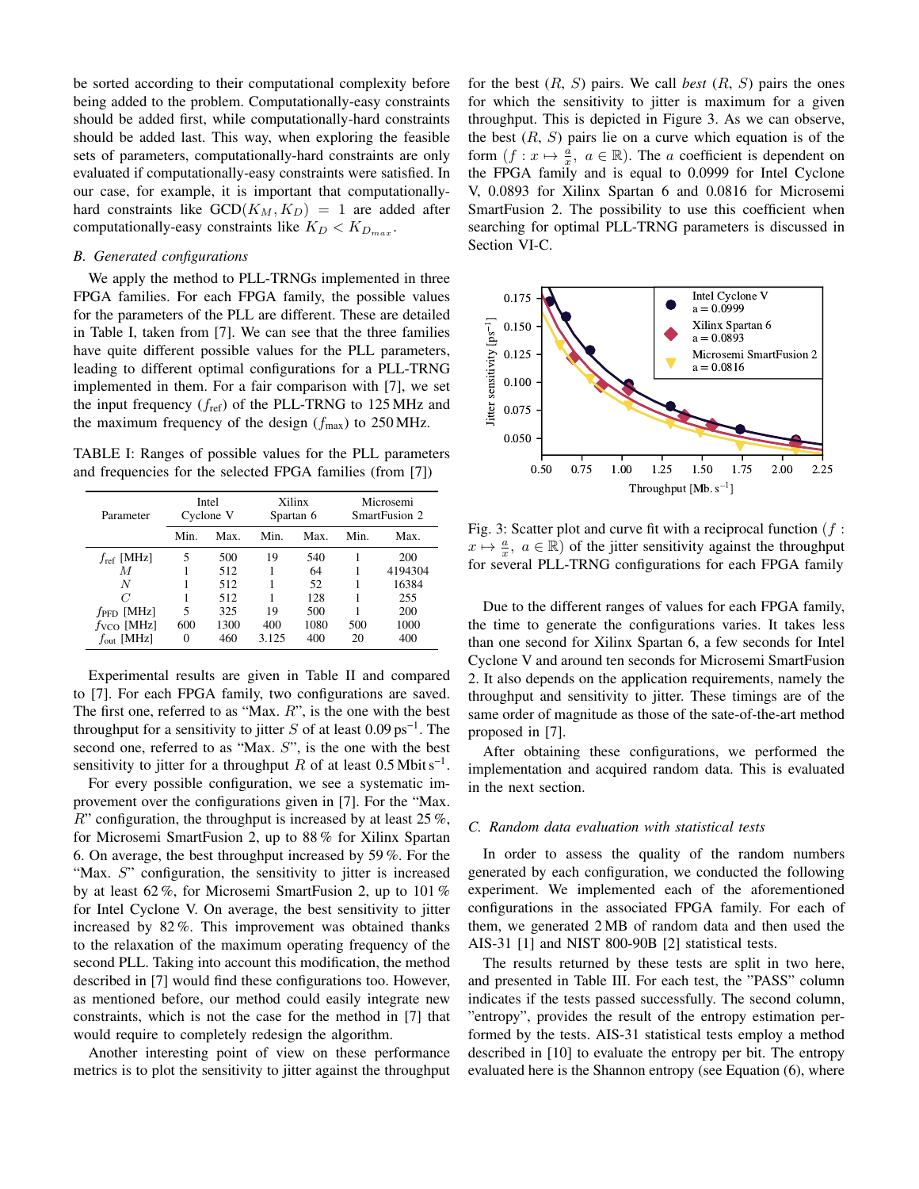be sorted according to their computational complexity before being added to the problem. Computationally-easy constraints should be added first, while computationally-hard constraints should be added last. This way, when exploring the feasible sets of parameters, computationally-hard constraints are only evaluated if computationally-easy constraints were satisfied. In our case, for example, it is important that computationally-hard constraints like $\text{GCD}(K_M, K_D) = 1$ are added after computationally-easy constraints like $K_D < K_{D_{max}}$.

### B. Generated configurations

We apply the method to PLL-TRNGs implemented in three FPGA families. For each FPGA family, the possible values for the parameters of the PLL are different. These are detailed in Table I, taken from [7]. We can see that the three families have quite different possible values for the PLL parameters, leading to different optimal configurations for a PLL-TRNG implemented in them. For a fair comparison with [7], we set the input frequency ($f_{\text{ref}}$) of the PLL-TRNG to 125 MHz and the maximum frequency of the design ($f_{\text{max}}$) to 250 MHz.

TABLE I: Ranges of possible values for the PLL parameters and frequencies for the selected FPGA families (from [7])

| Parameter | Intel Cyclone V | | Xilinx Spartan 6 | | Microsemi SmartFusion 2 | |
|---|---|---|---|---|---|---|
| | Min. | Max. | Min. | Max. | Min. | Max. |
| $f_{\text{ref}}$ [MHz] | 5 | 500 | 19 | 540 | 1 | 200 |
| $M$ | 1 | 512 | 1 | 64 | 1 | 4194304 |
| $N$ | 1 | 512 | 1 | 52 | 1 | 16384 |
| $C$ | 1 | 512 | 1 | 128 | 1 | 255 |
| $f_{\text{PFD}}$ [MHz] | 5 | 325 | 19 | 500 | 1 | 200 |
| $f_{\text{VCO}}$ [MHz] | 600 | 1300 | 400 | 1080 | 500 | 1000 |
| $f_{\text{out}}$ [MHz] | 0 | 460 | 3.125 | 400 | 20 | 400 |

Experimental results are given in Table II and compared to [7]. For each FPGA family, two configurations are saved. The first one, referred to as "Max. $R$", is the one with the best throughput for a sensitivity to jitter $S$ of at least $0.09\,\text{ps}^{-1}$. The second one, referred to as "Max. $S$", is the one with the best sensitivity to jitter for a throughput $R$ of at least $0.5\,\text{Mbit}\,\text{s}^{-1}$.

For every possible configuration, we see a systematic improvement over the configurations given in [7]. For the "Max. $R$" configuration, the throughput is increased by at least 25 %, for Microsemi SmartFusion 2, up to 88 % for Xilinx Spartan 6. On average, the best throughput increased by 59 %. For the "Max. $S$" configuration, the sensitivity to jitter is increased by at least 62 %, for Microsemi SmartFusion 2, up to 101 % for Intel Cyclone V. On average, the best sensitivity to jitter increased by 82 %. This improvement was obtained thanks to the relaxation of the maximum operating frequency of the second PLL. Taking into account this modification, the method described in [7] would find these configurations too. However, as mentioned before, our method could easily integrate new constraints, which is not the case for the method in [7] that would require to completely redesign the algorithm.

Another interesting point of view on these performance metrics is to plot the sensitivity to jitter against the throughput for the best ($R$, $S$) pairs. We call *best* ($R$, $S$) pairs the ones for which the sensitivity to jitter is maximum for a given throughput. This is depicted in Figure 3. As we can observe, the best ($R$, $S$) pairs lie on a curve which equation is of the form ($f : x \mapsto \frac{a}{x},\ a \in \mathbb{R}$). The $a$ coefficient is dependent on the FPGA family and is equal to 0.0999 for Intel Cyclone V, 0.0893 for Xilinx Spartan 6 and 0.0816 for Microsemi SmartFusion 2. The possibility to use this coefficient when searching for optimal PLL-TRNG parameters is discussed in Section VI-C.

Fig. 3: Scatter plot and curve fit with a reciprocal function ($f : x \mapsto \frac{a}{x},\ a \in \mathbb{R}$) of the jitter sensitivity against the throughput for several PLL-TRNG configurations for each FPGA family

Due to the different ranges of values for each FPGA family, the time to generate the configurations varies. It takes less than one second for Xilinx Spartan 6, a few seconds for Intel Cyclone V and around ten seconds for Microsemi SmartFusion 2. It also depends on the application requirements, namely the throughput and sensitivity to jitter. These timings are of the same order of magnitude as those of the sate-of-the-art method proposed in [7].

After obtaining these configurations, we performed the implementation and acquired random data. This is evaluated in the next section.

### C. Random data evaluation with statistical tests

In order to assess the quality of the random numbers generated by each configuration, we conducted the following experiment. We implemented each of the aforementioned configurations in the associated FPGA family. For each of them, we generated 2 MB of random data and then used the AIS-31 [1] and NIST 800-90B [2] statistical tests.

The results returned by these tests are split in two here, and presented in Table III. For each test, the "PASS" column indicates if the tests passed successfully. The second column, "entropy", provides the result of the entropy estimation performed by the tests. AIS-31 statistical tests employ a method described in [10] to evaluate the entropy per bit. The entropy evaluated here is the Shannon entropy (see Equation (6), where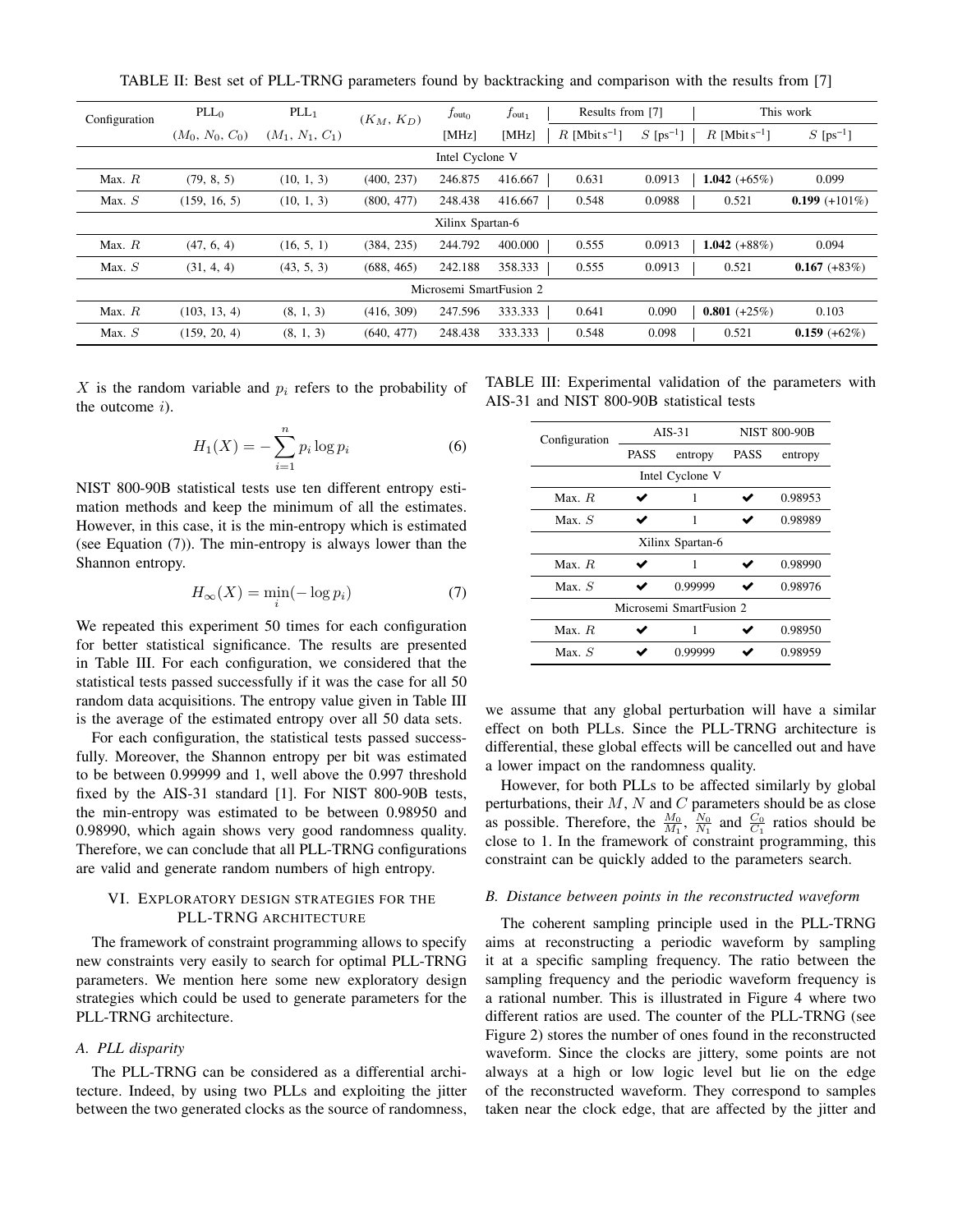TABLE II: Best set of PLL-TRNG parameters found by backtracking and comparison with the results from [7]

| Configuration | $\text{PLL}_0$ | $\text{PLL}_1$ | $(K_M, K_D)$ | $f_{\text{out}_0}$ | $f_{\text{out}_1}$ | Results from [7] | | This work | |
|---|---|---|---|---|---|---|---|---|---|
| | $(M_0, N_0, C_0)$ | $(M_1, N_1, C_1)$ | | [MHz] | [MHz] | $R$ [Mbit s$^{-1}$] | $S$ [ps$^{-1}$] | $R$ [Mbit s$^{-1}$] | $S$ [ps$^{-1}$] |
| Intel Cyclone V | | | | | | | | | |
| Max. $R$ | (79, 8, 5) | (10, 1, 3) | (400, 237) | 246.875 | 416.667 | 0.631 | 0.0913 | **1.042** (+65%) | 0.099 |
| Max. $S$ | (159, 16, 5) | (10, 1, 3) | (800, 477) | 248.438 | 416.667 | 0.548 | 0.0988 | 0.521 | **0.199** (+101%) |
| Xilinx Spartan-6 | | | | | | | | | |
| Max. $R$ | (47, 6, 4) | (16, 5, 1) | (384, 235) | 244.792 | 400.000 | 0.555 | 0.0913 | **1.042** (+88%) | 0.094 |
| Max. $S$ | (31, 4, 4) | (43, 5, 3) | (688, 465) | 242.188 | 358.333 | 0.555 | 0.0913 | 0.521 | **0.167** (+83%) |
| Microsemi SmartFusion 2 | | | | | | | | | |
| Max. $R$ | (103, 13, 4) | (8, 1, 3) | (416, 309) | 247.596 | 333.333 | 0.641 | 0.090 | **0.801** (+25%) | 0.103 |
| Max. $S$ | (159, 20, 4) | (8, 1, 3) | (640, 477) | 248.438 | 333.333 | 0.548 | 0.098 | 0.521 | **0.159** (+62%) |

$X$ is the random variable and $p_i$ refers to the probability of the outcome $i$).

$$H_1(X) = -\sum_{i=1}^{n} p_i \log p_i \tag{6}$$

NIST 800-90B statistical tests use ten different entropy estimation methods and keep the minimum of all the estimates. However, in this case, it is the min-entropy which is estimated (see Equation (7)). The min-entropy is always lower than the Shannon entropy.

$$H_\infty(X) = \min_i(-\log p_i) \tag{7}$$

We repeated this experiment 50 times for each configuration for better statistical significance. The results are presented in Table III. For each configuration, we considered that the statistical tests passed successfully if it was the case for all 50 random data acquisitions. The entropy value given in Table III is the average of the estimated entropy over all 50 data sets.

For each configuration, the statistical tests passed successfully. Moreover, the Shannon entropy per bit was estimated to be between 0.99999 and 1, well above the 0.997 threshold fixed by the AIS-31 standard [1]. For NIST 800-90B tests, the min-entropy was estimated to be between 0.98950 and 0.98990, which again shows very good randomness quality. Therefore, we can conclude that all PLL-TRNG configurations are valid and generate random numbers of high entropy.

TABLE III: Experimental validation of the parameters with AIS-31 and NIST 800-90B statistical tests

| Configuration | AIS-31 | | NIST 800-90B | |
|---|---|---|---|---|
| | PASS | entropy | PASS | entropy |
| Intel Cyclone V | | | | |
| Max. $R$ | ✔ | 1 | ✔ | 0.98953 |
| Max. $S$ | ✔ | 1 | ✔ | 0.98989 |
| Xilinx Spartan-6 | | | | |
| Max. $R$ | ✔ | 1 | ✔ | 0.98990 |
| Max. $S$ | ✔ | 0.99999 | ✔ | 0.98976 |
| Microsemi SmartFusion 2 | | | | |
| Max. $R$ | ✔ | 1 | ✔ | 0.98950 |
| Max. $S$ | ✔ | 0.99999 | ✔ | 0.98959 |

## VI. Exploratory design strategies for the PLL-TRNG architecture

The framework of constraint programming allows to specify new constraints very easily to search for optimal PLL-TRNG parameters. We mention here some new exploratory design strategies which could be used to generate parameters for the PLL-TRNG architecture.

### *A. PLL disparity*

The PLL-TRNG can be considered as a differential architecture. Indeed, by using two PLLs and exploiting the jitter between the two generated clocks as the source of randomness, we assume that any global perturbation will have a similar effect on both PLLs. Since the PLL-TRNG architecture is differential, these global effects will be cancelled out and have a lower impact on the randomness quality.

However, for both PLLs to be affected similarly by global perturbations, their $M$, $N$ and $C$ parameters should be as close as possible. Therefore, the $\frac{M_0}{M_1}$, $\frac{N_0}{N_1}$ and $\frac{C_0}{C_1}$ ratios should be close to 1. In the framework of constraint programming, this constraint can be quickly added to the parameters search.

### *B. Distance between points in the reconstructed waveform*

The coherent sampling principle used in the PLL-TRNG aims at reconstructing a periodic waveform by sampling it at a specific sampling frequency. The ratio between the sampling frequency and the periodic waveform frequency is a rational number. This is illustrated in Figure 4 where two different ratios are used. The counter of the PLL-TRNG (see Figure 2) stores the number of ones found in the reconstructed waveform. Since the clocks are jittery, some points are not always at a high or low logic level but lie on the edge of the reconstructed waveform. They correspond to samples taken near the clock edge, that are affected by the jitter and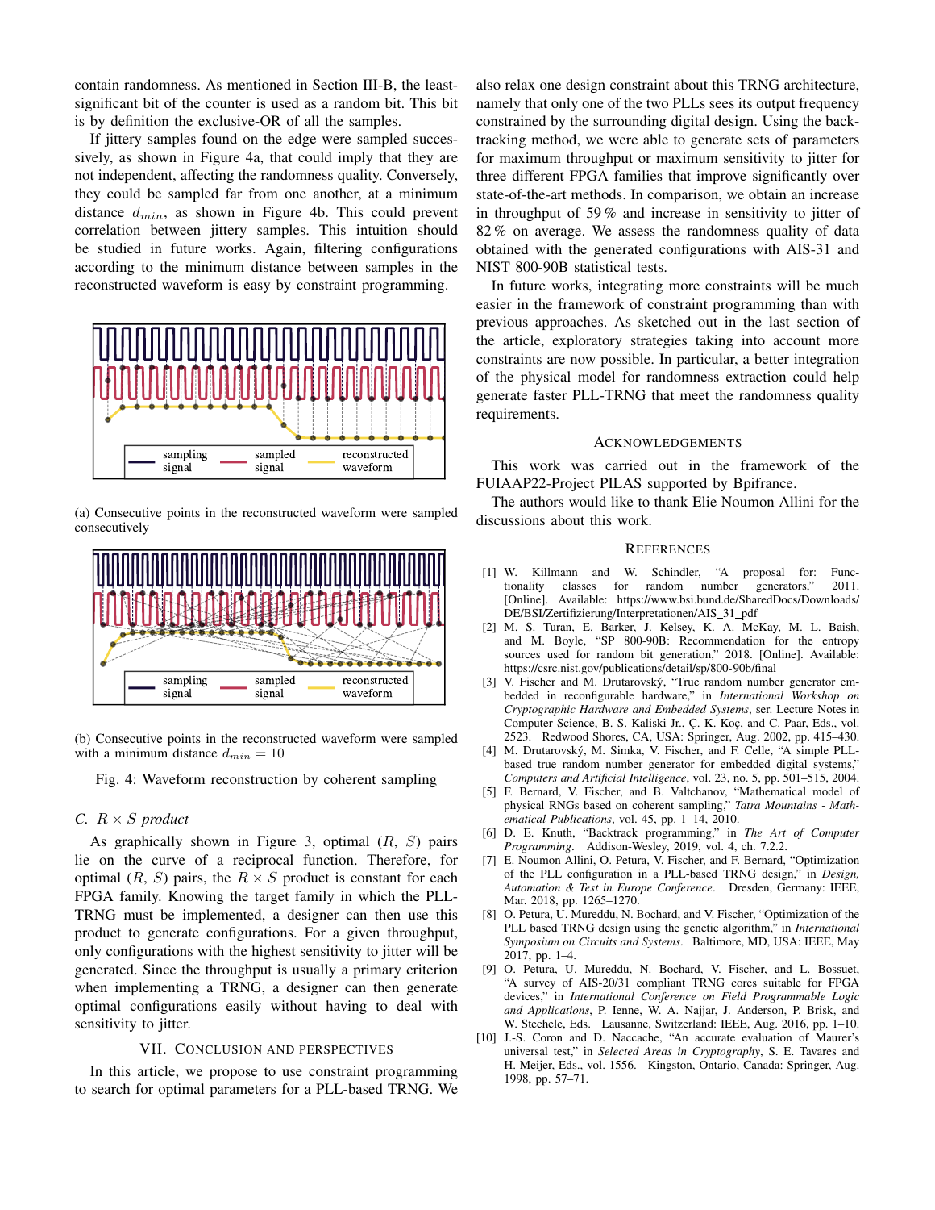contain randomness. As mentioned in Section III-B, the least-significant bit of the counter is used as a random bit. This bit is by definition the exclusive-OR of all the samples.

If jittery samples found on the edge were sampled successively, as shown in Figure 4a, that could imply that they are not independent, affecting the randomness quality. Conversely, they could be sampled far from one another, at a minimum distance $d_{min}$, as shown in Figure 4b. This could prevent correlation between jittery samples. This intuition should be studied in future works. Again, filtering configurations according to the minimum distance between samples in the reconstructed waveform is easy by constraint programming.

sampling signal
sampled signal
reconstructed waveform

(a) Consecutive points in the reconstructed waveform were sampled consecutively

sampling signal
sampled signal
reconstructed waveform

(b) Consecutive points in the reconstructed waveform were sampled with a minimum distance $d_{min} = 10$

Fig. 4: Waveform reconstruction by coherent sampling

### C. $R \times S$ product

As graphically shown in Figure 3, optimal ($R$, $S$) pairs lie on the curve of a reciprocal function. Therefore, for optimal ($R$, $S$) pairs, the $R \times S$ product is constant for each FPGA family. Knowing the target family in which the PLL-TRNG must be implemented, a designer can then use this product to generate configurations. For a given throughput, only configurations with the highest sensitivity to jitter will be generated. Since the throughput is usually a primary criterion when implementing a TRNG, a designer can then generate optimal configurations easily without having to deal with sensitivity to jitter.

## VII. Conclusion and Perspectives

In this article, we propose to use constraint programming to search for optimal parameters for a PLL-based TRNG. We also relax one design constraint about this TRNG architecture, namely that only one of the two PLLs sees its output frequency constrained by the surrounding digital design. Using the back-tracking method, we were able to generate sets of parameters for maximum throughput or maximum sensitivity to jitter for three different FPGA families that improve significantly over state-of-the-art methods. In comparison, we obtain an increase in throughput of 59 % and increase in sensitivity to jitter of 82 % on average. We assess the randomness quality of data obtained with the generated configurations with AIS-31 and NIST 800-90B statistical tests.

In future works, integrating more constraints will be much easier in the framework of constraint programming than with previous approaches. As sketched out in the last section of the article, exploratory strategies taking into account more constraints are now possible. In particular, a better integration of the physical model for randomness extraction could help generate faster PLL-TRNG that meet the randomness quality requirements.

## Acknowledgements

This work was carried out in the framework of the FUIAAP22-Project PILAS supported by Bpifrance.

The authors would like to thank Elie Noumon Allini for the discussions about this work.

## References

[1] W. Killmann and W. Schindler, "A proposal for: Functionality classes for random number generators," 2011. [Online]. Available: https://www.bsi.bund.de/SharedDocs/Downloads/DE/BSI/Zertifizierung/Interpretationen/AIS_31_pdf

[2] M. S. Turan, E. Barker, J. Kelsey, K. A. McKay, M. L. Baish, and M. Boyle, "SP 800-90B: Recommendation for the entropy sources used for random bit generation," 2018. [Online]. Available: https://csrc.nist.gov/publications/detail/sp/800-90b/final

[3] V. Fischer and M. Drutarovský, "True random number generator embedded in reconfigurable hardware," in *International Workshop on Cryptographic Hardware and Embedded Systems*, ser. Lecture Notes in Computer Science, B. S. Kaliski Jr., Ç. K. Koç, and C. Paar, Eds., vol. 2523. Redwood Shores, CA, USA: Springer, Aug. 2002, pp. 415–430.

[4] M. Drutarovský, M. Simka, V. Fischer, and F. Celle, "A simple PLL-based true random number generator for embedded digital systems," *Computers and Artificial Intelligence*, vol. 23, no. 5, pp. 501–515, 2004.

[5] F. Bernard, V. Fischer, and B. Valtchanov, "Mathematical model of physical RNGs based on coherent sampling," *Tatra Mountains - Mathematical Publications*, vol. 45, pp. 1–14, 2010.

[6] D. E. Knuth, "Backtrack programming," in *The Art of Computer Programming*. Addison-Wesley, 2019, vol. 4, ch. 7.2.2.

[7] E. Noumon Allini, O. Petura, V. Fischer, and F. Bernard, "Optimization of the PLL configuration in a PLL-based TRNG design," in *Design, Automation & Test in Europe Conference*. Dresden, Germany: IEEE, Mar. 2018, pp. 1265–1270.

[8] O. Petura, U. Mureddu, N. Bochard, and V. Fischer, "Optimization of the PLL based TRNG design using the genetic algorithm," in *International Symposium on Circuits and Systems*. Baltimore, MD, USA: IEEE, May 2017, pp. 1–4.

[9] O. Petura, U. Mureddu, N. Bochard, V. Fischer, and L. Bossuet, "A survey of AIS-20/31 compliant TRNG cores suitable for FPGA devices," in *International Conference on Field Programmable Logic and Applications*, P. Ienne, W. A. Najjar, J. Anderson, P. Brisk, and W. Stechele, Eds. Lausanne, Switzerland: IEEE, Aug. 2016, pp. 1–10.

[10] J.-S. Coron and D. Naccache, "An accurate evaluation of Maurer's universal test," in *Selected Areas in Cryptography*, S. E. Tavares and H. Meijer, Eds., vol. 1556. Kingston, Ontario, Canada: Springer, Aug. 1998, pp. 57–71.